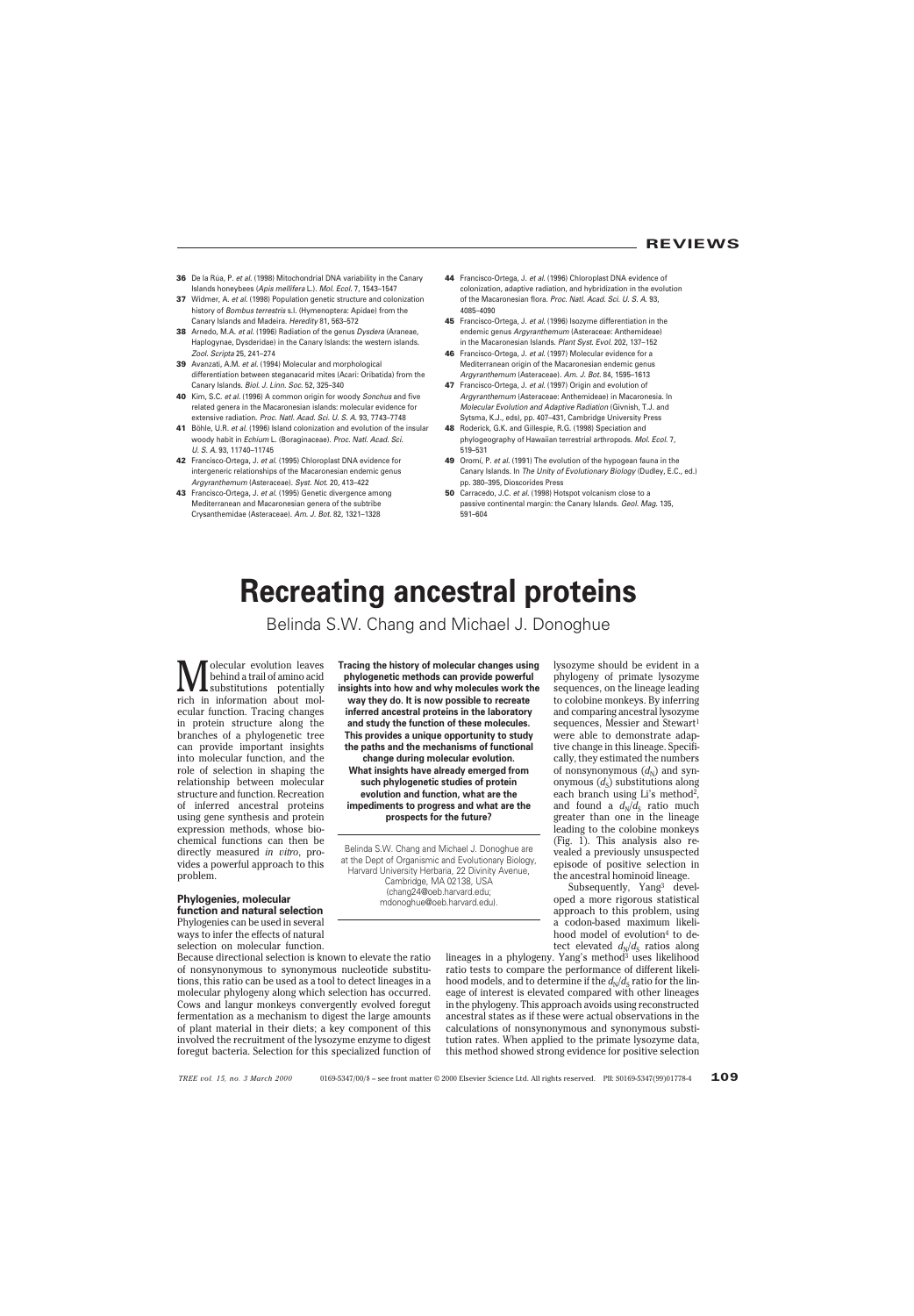36 De la Rúa, P. *et al.* (1998) Mitochondrial DNA variability in the Canary Islands honeybees (*Apis mellifera* L.). *Mol. Ecol.* 7, 1543–1547

37 Widmer, A. *et al.* (1998) Population genetic structure and colonization history of *Bombus terrestris* s.l. (Hymenoptera: Apidae) from the Canary Islands and Madeira. *Heredity* 81, 563–572

38 Arnedo, M.A. *et al.* (1996) Radiation of the genus *Dysdera* (Araneae, Haplogynae, Dysderidae) in the Canary Islands: the western islands. *Zool. Scripta* 25, 241–274

39 Avanzati, A.M. *et al.* (1994) Molecular and morphological differentiation between steganacarid mites (Acari: Oribatida) from the Canary Islands. *Biol. J. Linn. Soc.* 52, 325–340

40 Kim, S.C. *et al.* (1996) A common origin for woody *Sonchus* and five related genera in the Macaronesian islands: molecular evidence for extensive radiation. *Proc. Natl. Acad. Sci. U. S. A.* 93, 7743–7748

41 Böhle, U.R. *et al.* (1996) Island colonization and evolution of the insular woody habit in *Echium* L. (Boraginaceae). *Proc. Natl. Acad. Sci. U. S. A.* 93, 11740–11745

42 Francisco-Ortega, J. *et al.* (1995) Chloroplast DNA evidence for intergeneric relationships of the Macaronesian endemic genus *Argyranthemum* (Asteraceae). *Syst. Not.* 20, 413–422

43 Francisco-Ortega, J. *et al.* (1995) Genetic divergence among Mediterranean and Macaronesian genera of the subtribe Crysanthemidae (Asteraceae). *Am. J. Bot.* 82, 1321–1328

44 Francisco-Ortega, J. *et al.* (1996) Chloroplast DNA evidence of colonization, adaptive radiation, and hybridization in the evolution of the Macaronesian flora. *Proc. Natl. Acad. Sci. U. S. A.* 93, 4085–4090

45 Francisco-Ortega, J. *et al.* (1996) Isozyme differentiation in the endemic genus *Argyranthemum* (Asteraceae: Anthemideae) in the Macaronesian Islands. *Plant Syst. Evol.* 202, 137–152

46 Francisco-Ortega, J. *et al.* (1997) Molecular evidence for a Mediterranean origin of the Macaronesian endemic genus *Argyranthemum* (Asteraceae). *Am. J. Bot.* 84, 1595–1613

47 Francisco-Ortega, J. *et al.* (1997) Origin and evolution of *Argyranthemum* (Asteraceae: Anthemideae) in Macaronesia. In *Molecular Evolution and Adaptive Radiation* (Givnish, T.J. and Sytsma, K.J., eds), pp. 407–431, Cambridge University Press

48 Roderick, G.K. and Gillespie, R.G. (1998) Speciation and phylogeography of Hawaiian terrestrial arthropods. *Mol. Ecol.* 7, 519–531

49 Oromí, P. *et al.* (1991) The evolution of the hypogean fauna in the Canary Islands. In *The Unity of Evolutionary Biology* (Dudley, E.C., ed.) pp. 380–395, Dioscorides Press

50 Carracedo, J.C. *et al.* (1998) Hotspot volcanism close to a passive continental margin: the Canary Islands. *Geol. Mag.* 135, 591–604

# Recreating ancestral proteins

Belinda S.W. Chang and Michael J. Donoghue

**Tracing the history of molecular changes using phylogenetic methods can provide powerful insights into how and why molecules work the way they do. It is now possible to recreate inferred ancestral proteins in the laboratory and study the function of these molecules. This provides a unique opportunity to study the paths and the mechanisms of functional change during molecular evolution. What insights have already emerged from such phylogenetic studies of protein evolution and function, what are the impediments to progress and what are the prospects for the future?**

Belinda S.W. Chang and Michael J. Donoghue are at the Dept of Organismic and Evolutionary Biology, Harvard University Herbaria, 22 Divinity Avenue, Cambridge, MA 02138, USA (chang24@oeb.harvard.edu; mdonoghue@oeb.harvard.edu).

Molecular evolution leaves behind a trail of amino acid substitutions potentially rich in information about molecular function. Tracing changes in protein structure along the branches of a phylogenetic tree can provide important insights into molecular function, and the role of selection in shaping the relationship between molecular structure and function. Recreation of inferred ancestral proteins using gene synthesis and protein expression methods, whose biochemical functions can then be directly measured *in vitro*, provides a powerful approach to this problem.

## Phylogenies, molecular function and natural selection

Phylogenies can be used in several ways to infer the effects of natural selection on molecular function. Because directional selection is known to elevate the ratio of nonsynonymous to synonymous nucleotide substitutions, this ratio can be used as a tool to detect lineages in a molecular phylogeny along which selection has occurred. Cows and langur monkeys convergently evolved foregut fermentation as a mechanism to digest the large amounts of plant material in their diets; a key component of this involved the recruitment of the lysozyme enzyme to digest foregut bacteria. Selection for this specialized function of lysozyme should be evident in a phylogeny of primate lysozyme sequences, on the lineage leading to colobine monkeys. By inferring and comparing ancestral lysozyme sequences, Messier and Stewart[1] were able to demonstrate adaptive change in this lineage. Specifically, they estimated the numbers of nonsynonymous ($d_N$) and synonymous ($d_S$) substitutions along each branch using Li's method[2], and found a $d_N/d_S$ ratio much greater than one in the lineage leading to the colobine monkeys (Fig. 1). This analysis also revealed a previously unsuspected episode of positive selection in the ancestral hominoid lineage.

Subsequently, Yang[3] developed a more rigorous statistical approach to this problem, using a codon-based maximum likelihood model of evolution[4] to detect elevated $d_N/d_S$ ratios along lineages in a phylogeny. Yang's method[3] uses likelihood ratio tests to compare the performance of different likelihood models, and to determine if the $d_N/d_S$ ratio for the lineage of interest is elevated compared with other lineages in the phylogeny. This approach avoids using reconstructed ancestral states as if these were actual observations in the calculations of nonsynonymous and synonymous substitution rates. When applied to the primate lysozyme data, this method showed strong evidence for positive selection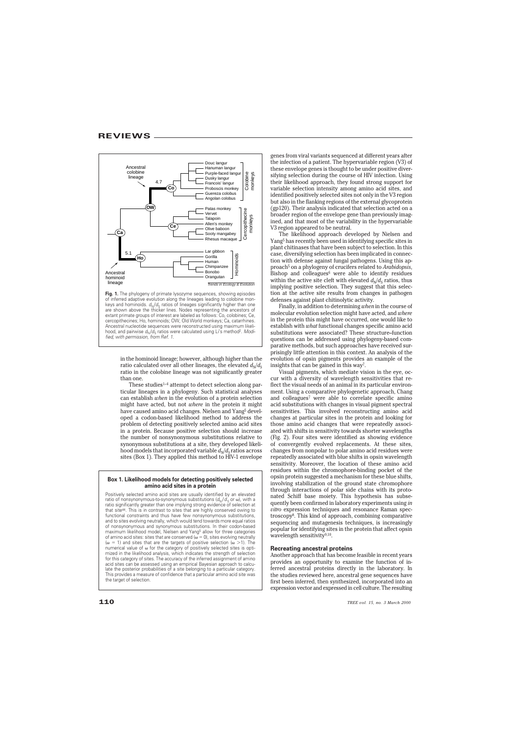**Fig. 1.** The phylogeny of primate lysozyme sequences, showing episodes of inferred adaptive evolution along the lineages leading to colobine monkeys and hominoids. $d_N/d_S$ ratios of lineages significantly higher than one are shown above the thicker lines. Nodes representing the ancestors of extant primate groups of interest are labeled as follows: Co, colobines; Ce, cercopithecines; Ho, hominoids; OW, Old World monkeys; Ca, catarrhines. Ancestral nucleotide sequences were reconstructed using maximum likelihood, and pairwise $d_N/d_S$ ratios were calculated using Li's method[2]. *Modified, with permission, from Ref. 1.*

in the hominoid lineage; however, although higher than the ratio calculated over all other lineages, the elevated $d_N/d_S$ ratio in the colobine lineage was not significantly greater than one.

These studies[1–4] attempt to detect selection along particular lineages in a phylogeny. Such statistical analyses can establish *when* in the evolution of a protein selection might have acted, but not *where* in the protein it might have caused amino acid changes. Nielsen and Yang[5] developed a codon-based likelihood method to address the problem of detecting positively selected amino acid sites in a protein. Because positive selection should increase the number of nonsynonymous substitutions relative to synonymous substitutions at a site, they developed likelihood models that incorporated variable $d_N/d_S$ ratios across sites (Box 1). They applied this method to HIV-1 envelope genes from viral variants sequenced at different years after the infection of a patient. The hypervariable region (V3) of these envelope genes is thought to be under positive diversifying selection during the course of HIV infection. Using their likelihood approach, they found strong support for variable selection intensity among amino acid sites, and identified positively selected sites not only in the V3 region but also in the flanking regions of the external glycoprotein (gp120). Their analysis indicated that selection acted on a broader region of the envelope gene than previously imagined, and that most of the variability in the hypervariable V3 region appeared to be neutral.

> **Box 1. Likelihood models for detecting positively selected amino acid sites in a protein**
>
> Positively selected amino acid sites are usually identified by an elevated ratio of nonsynonymous-to-synonymous substitutions ($d_N/d_S$ or $\omega$), with a ratio significantly greater than one implying strong evidence of selection at that site[44]. This is in contrast to sites that are highly conserved owing to functional constraints and thus have few nonsynonymous substitutions, and to sites evolving neutrally, which would tend towards more equal ratios of nonsynonymous and synonymous substitutions. In their codon-based maximum likelihood model, Nielsen and Yang[5] allow for three categories of amino acid sites: sites that are conserved ($\omega = 0$), sites evolving neutrally ($\omega = 1$) and sites that are the targets of positive selection ($\omega > 1$). The numerical value of $\omega$ for the category of positively selected sites is optimized in the likelihood analysis, which indicates the strength of selection for this category of sites. The accuracy of the inferred assignment of amino acid sites can be assessed using an empirical Bayesian approach to calculate the posterior probabilities of a site belonging to a particular category. This provides a measure of confidence that a particular amino acid site was the target of selection.

The likelihood approach developed by Nielsen and Yang[5] has recently been used in identifying specific sites in plant chitinases that have been subject to selection. In this case, diversifying selection has been implicated in connection with defense against fungal pathogens. Using this approach[5] on a phylogeny of crucifers related to *Arabidopsis*, Bishop and colleagues[6] were able to identify residues within the active site cleft with elevated $d_N/d_S$ ratios, thus implying positive selection. They suggest that this selection at the active site results from changes in pathogen defenses against plant chitinolytic activity.

Finally, in addition to determining *when* in the course of molecular evolution selection might have acted, and *where* in the protein this might have occurred, one would like to establish with *what* functional changes specific amino acid substitutions were associated? These structure–function questions can be addressed using phylogeny-based comparative methods, but such approaches have received surprisingly little attention in this context. An analysis of the evolution of opsin pigments provides an example of the insights that can be gained in this way[7].

Visual pigments, which mediate vision in the eye, occur with a diversity of wavelength sensitivities that reflect the visual needs of an animal in its particular environment. Using a comparative phylogenetic approach, Chang and colleagues[7] were able to correlate specific amino acid substitutions with changes in visual pigment spectral sensitivities. This involved reconstructing amino acid changes at particular sites in the protein and looking for those amino acid changes that were repeatedly associated with shifts in sensitivity towards shorter wavelengths (Fig. 2). Four sites were identified as showing evidence of convergently evolved replacements. At these sites, changes from nonpolar to polar amino acid residues were repeatedly associated with blue shifts in opsin wavelength sensitivity. Moreover, the location of these amino acid residues within the chromophore-binding pocket of the opsin protein suggested a mechanism for these blue shifts, involving stabilization of the ground state chromophore through interactions of polar side chains with its protonated Schiff base moiety. This hypothesis has subsequently been confirmed in laboratory experiments using *in vitro* expression techniques and resonance Raman spectroscopy[8]. This kind of approach, combining comparative sequencing and mutagenesis techniques, is increasingly popular for identifying sites in the protein that affect opsin wavelength sensitivity[9,10].

## Recreating ancestral proteins

Another approach that has become feasible in recent years provides an opportunity to examine the function of inferred ancestral proteins directly in the laboratory. In the studies reviewed here, ancestral gene sequences have first been inferred, then synthesized, incorporated into an expression vector and expressed in cell culture. The resulting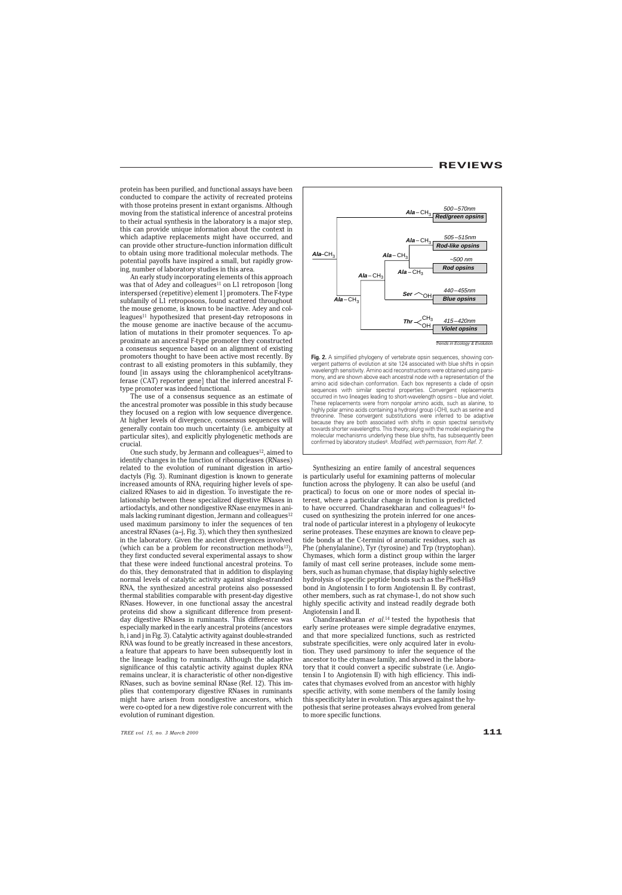protein has been purified, and functional assays have been conducted to compare the activity of recreated proteins with those proteins present in extant organisms. Although moving from the statistical inference of ancestral proteins to their actual synthesis in the laboratory is a major step, this can provide unique information about the context in which adaptive replacements might have occurred, and can provide other structure–function information difficult to obtain using more traditional molecular methods. The potential payoffs have inspired a small, but rapidly growing, number of laboratory studies in this area.

An early study incorporating elements of this approach was that of Adey and colleagues[11] on L1 retroposon [long interspersed (repetitive) element 1] promoters. The F-type subfamily of L1 retroposons, found scattered throughout the mouse genome, is known to be inactive. Adey and colleagues[11] hypothesized that present-day retroposons in the mouse genome are inactive because of the accumulation of mutations in their promoter sequences. To approximate an ancestral F-type promoter they constructed a consensus sequence based on an alignment of existing promoters thought to have been active most recently. By contrast to all existing promoters in this subfamily, they found [in assays using the chloramphenicol acetyltransferase (CAT) reporter gene] that the inferred ancestral F-type promoter was indeed functional.

The use of a consensus sequence as an estimate of the ancestral promoter was possible in this study because they focused on a region with low sequence divergence. At higher levels of divergence, consensus sequences will generally contain too much uncertainty (i.e. ambiguity at particular sites), and explicitly phylogenetic methods are crucial.

One such study, by Jermann and colleagues[12], aimed to identify changes in the function of ribonucleases (RNases) related to the evolution of ruminant digestion in artiodactyls (Fig. 3). Ruminant digestion is known to generate increased amounts of RNA, requiring higher levels of specialized RNases to aid in digestion. To investigate the relationship between these specialized digestive RNases in artiodactyls, and other nondigestive RNase enzymes in animals lacking ruminant digestion, Jermann and colleagues[12] used maximum parsimony to infer the sequences of ten ancestral RNases (a–j, Fig. 3), which they then synthesized in the laboratory. Given the ancient divergences involved (which can be a problem for reconstruction methods[13]), they first conducted several experimental assays to show that these were indeed functional ancestral proteins. To do this, they demonstrated that in addition to displaying normal levels of catalytic activity against single-stranded RNA, the synthesized ancestral proteins also possessed thermal stabilities comparable with present-day digestive RNases. However, in one functional assay the ancestral proteins did show a significant difference from present-day digestive RNases in ruminants. This difference was especially marked in the early ancestral proteins (ancestors h, i and j in Fig. 3). Catalytic activity against double-stranded RNA was found to be greatly increased in these ancestors, a feature that appears to have been subsequently lost in the lineage leading to ruminants. Although the adaptive significance of this catalytic activity against duplex RNA remains unclear, it is characteristic of other non-digestive RNases, such as bovine seminal RNase (Ref. 12). This implies that contemporary digestive RNases in ruminants might have arisen from nondigestive ancestors, which were co-opted for a new digestive role concurrent with the evolution of ruminant digestion.

**Fig. 2.** A simplified phylogeny of vertebrate opsin sequences, showing convergent patterns of evolution at site 124 associated with blue shifts in opsin wavelength sensitivity. Amino acid reconstructions were obtained using parsimony, and are shown above each ancestral node with a representation of the amino acid side-chain conformation. Each box represents a clade of opsin sequences with similar spectral properties. Convergent replacements occurred in two lineages leading to short-wavelength opsins – blue and violet. These replacements were from nonpolar amino acids, such as alanine, to highly polar amino acids containing a hydroxyl group (-OH), such as serine and threonine. These convergent substitutions were inferred to be adaptive because they are both associated with shifts in opsin spectral sensitivity towards shorter wavelengths. This theory, along with the model explaining the molecular mechanisms underlying these blue shifts, has subsequently been confirmed by laboratory studies[8]. *Modified, with permission, from Ref. 7.*

Synthesizing an entire family of ancestral sequences is particularly useful for examining patterns of molecular function across the phylogeny. It can also be useful (and practical) to focus on one or more nodes of special interest, where a particular change in function is predicted to have occurred. Chandrasekharan and colleagues[14] focused on synthesizing the protein inferred for one ancestral node of particular interest in a phylogeny of leukocyte serine proteases. These enzymes are known to cleave peptide bonds at the C-termini of aromatic residues, such as Phe (phenylalanine), Tyr (tyrosine) and Trp (tryptophan). Chymases, which form a distinct group within the larger family of mast cell serine proteases, include some members, such as human chymase, that display highly selective hydrolysis of specific peptide bonds such as the Phe8-His9 bond in Angiotensin I to form Angiotensin II. By contrast, other members, such as rat chymase-1, do not show such highly specific activity and instead readily degrade both Angiotensin I and II.

Chandrasekharan *et al.*[14] tested the hypothesis that early serine proteases were simple degradative enzymes, and that more specialized functions, such as restricted substrate specificities, were only acquired later in evolution. They used parsimony to infer the sequence of the ancestor to the chymase family, and showed in the laboratory that it could convert a specific substrate (i.e. Angiotensin I to Angiotensin II) with high efficiency. This indicates that chymases evolved from an ancestor with highly specific activity, with some members of the family losing this specificity later in evolution. This argues against the hypothesis that serine proteases always evolved from general to more specific functions.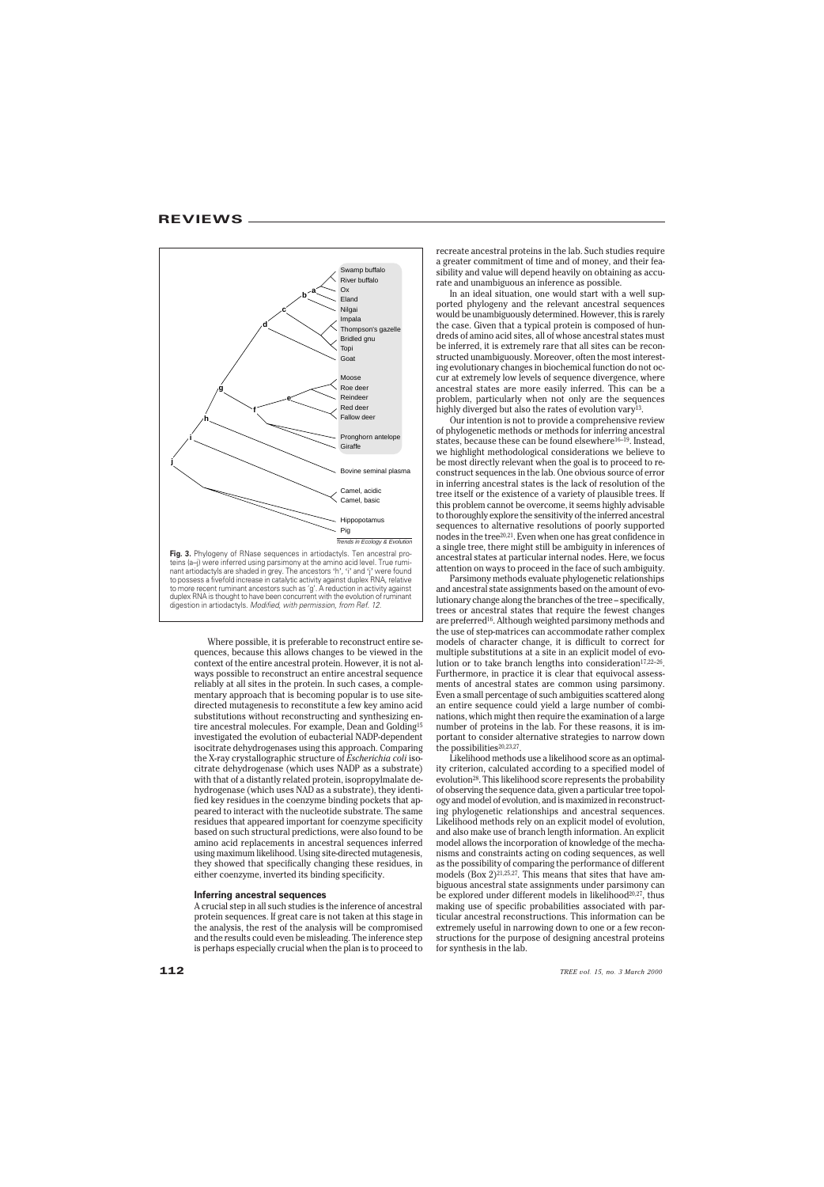Swamp buffalo
River buffalo
Ox
Eland
Nilgai
Impala
Thompson's gazelle
Bridled gnu
Topi
Goat
Moose
Roe deer
Reindeer
Red deer
Fallow deer
Pronghorn antelope
Giraffe
Bovine seminal plasma
Camel, acidic
Camel, basic
Hippopotamus
Pig

a b c d e f g h i j

*Trends in Ecology & Evolution*

**Fig. 3.** Phylogeny of RNase sequences in artiodactyls. Ten ancestral proteins (a–j) were inferred using parsimony at the amino acid level. True ruminant artiodactyls are shaded in grey. The ancestors 'h', 'i' and 'j' were found to possess a fivefold increase in catalytic activity against duplex RNA, relative to more recent ruminant ancestors such as 'g'. A reduction in activity against duplex RNA is thought to have been concurrent with the evolution of ruminant digestion in artiodactyls. *Modified, with permission, from Ref. 12.*

Where possible, it is preferable to reconstruct entire sequences, because this allows changes to be viewed in the context of the entire ancestral protein. However, it is not always possible to reconstruct an entire ancestral sequence reliably at all sites in the protein. In such cases, a complementary approach that is becoming popular is to use site-directed mutagenesis to reconstitute a few key amino acid substitutions without reconstructing and synthesizing entire ancestral molecules. For example, Dean and Golding[15] investigated the evolution of eubacterial NADP-dependent isocitrate dehydrogenases using this approach. Comparing the X-ray crystallographic structure of *Escherichia coli* isocitrate dehydrogenase (which uses NADP as a substrate) with that of a distantly related protein, isopropylmalate dehydrogenase (which uses NAD as a substrate), they identified key residues in the coenzyme binding pockets that appeared to interact with the nucleotide substrate. The same residues that appeared important for coenzyme specificity based on such structural predictions, were also found to be amino acid replacements in ancestral sequences inferred using maximum likelihood. Using site-directed mutagenesis, they showed that specifically changing these residues, in either coenzyme, inverted its binding specificity.

### Inferring ancestral sequences

A crucial step in all such studies is the inference of ancestral protein sequences. If great care is not taken at this stage in the analysis, the rest of the analysis will be compromised and the results could even be misleading. The inference step is perhaps especially crucial when the plan is to proceed to recreate ancestral proteins in the lab. Such studies require a greater commitment of time and of money, and their feasibility and value will depend heavily on obtaining as accurate and unambiguous an inference as possible.

In an ideal situation, one would start with a well supported phylogeny and the relevant ancestral sequences would be unambiguously determined. However, this is rarely the case. Given that a typical protein is composed of hundreds of amino acid sites, all of whose ancestral states must be inferred, it is extremely rare that all sites can be reconstructed unambiguously. Moreover, often the most interesting evolutionary changes in biochemical function do not occur at extremely low levels of sequence divergence, where ancestral states are more easily inferred. This can be a problem, particularly when not only are the sequences highly diverged but also the rates of evolution vary[13].

Our intention is not to provide a comprehensive review of phylogenetic methods or methods for inferring ancestral states, because these can be found elsewhere[16–19]. Instead, we highlight methodological considerations we believe to be most directly relevant when the goal is to proceed to reconstruct sequences in the lab. One obvious source of error in inferring ancestral states is the lack of resolution of the tree itself or the existence of a variety of plausible trees. If this problem cannot be overcome, it seems highly advisable to thoroughly explore the sensitivity of the inferred ancestral sequences to alternative resolutions of poorly supported nodes in the tree[20,21]. Even when one has great confidence in a single tree, there might still be ambiguity in inferences of ancestral states at particular internal nodes. Here, we focus attention on ways to proceed in the face of such ambiguity.

Parsimony methods evaluate phylogenetic relationships and ancestral state assignments based on the amount of evolutionary change along the branches of the tree – specifically, trees or ancestral states that require the fewest changes are preferred[16]. Although weighted parsimony methods and the use of step-matrices can accommodate rather complex models of character change, it is difficult to correct for multiple substitutions at a site in an explicit model of evolution or to take branch lengths into consideration[17,22–26]. Furthermore, in practice it is clear that equivocal assessments of ancestral states are common using parsimony. Even a small percentage of such ambiguities scattered along an entire sequence could yield a large number of combinations, which might then require the examination of a large number of proteins in the lab. For these reasons, it is important to consider alternative strategies to narrow down the possibilities[20,23,27].

Likelihood methods use a likelihood score as an optimality criterion, calculated according to a specified model of evolution[28]. This likelihood score represents the probability of observing the sequence data, given a particular tree topology and model of evolution, and is maximized in reconstructing phylogenetic relationships and ancestral sequences. Likelihood methods rely on an explicit model of evolution, and also make use of branch length information. An explicit model allows the incorporation of knowledge of the mechanisms and constraints acting on coding sequences, as well as the possibility of comparing the performance of different models (Box 2)[21,25,27]. This means that sites that have ambiguous ancestral state assignments under parsimony can be explored under different models in likelihood[20,27], thus making use of specific probabilities associated with particular ancestral reconstructions. This information can be extremely useful in narrowing down to one or a few reconstructions for the purpose of designing ancestral proteins for synthesis in the lab.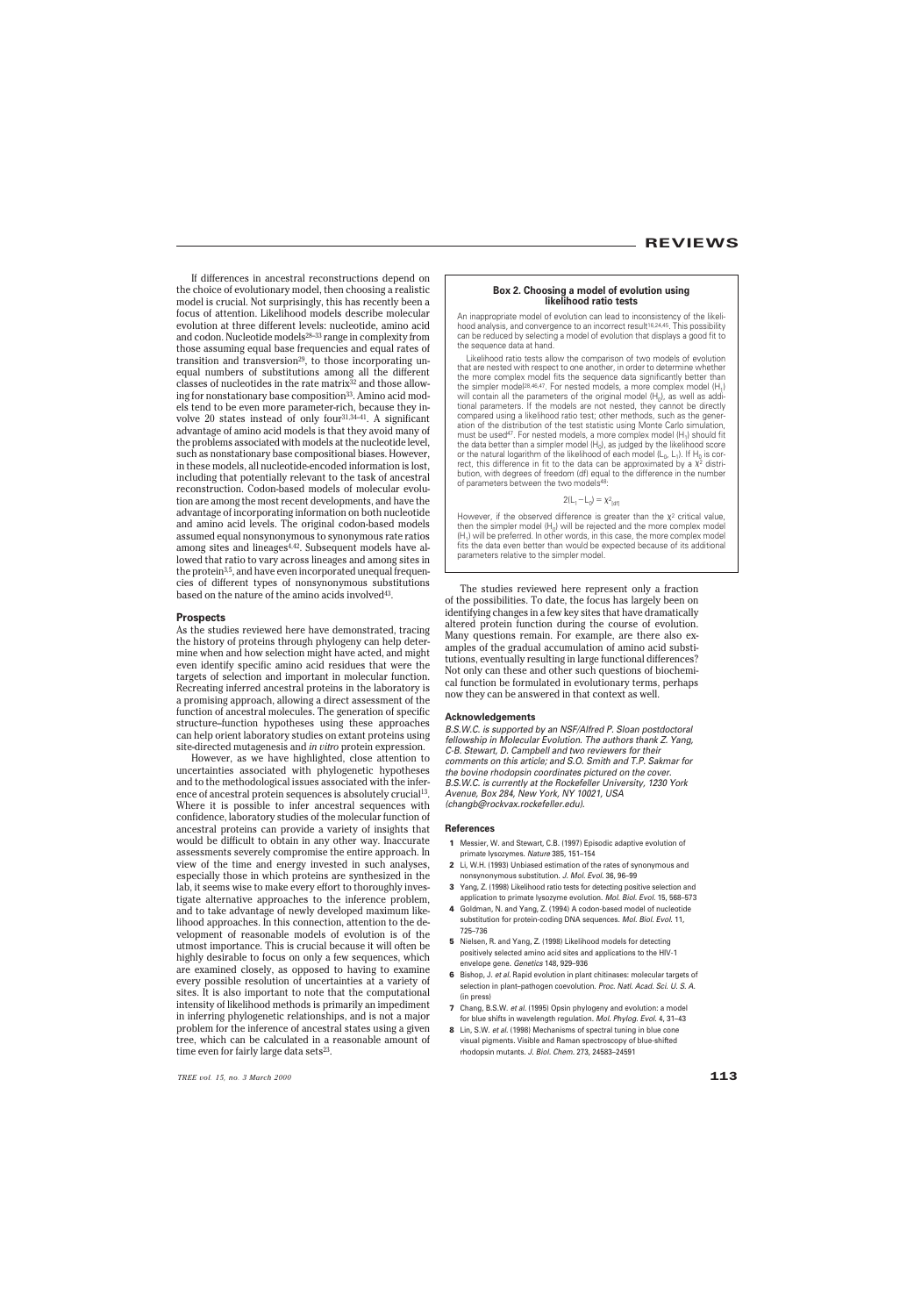If differences in ancestral reconstructions depend on the choice of evolutionary model, then choosing a realistic model is crucial. Not surprisingly, this has recently been a focus of attention. Likelihood models describe molecular evolution at three different levels: nucleotide, amino acid and codon. Nucleotide models[28–33] range in complexity from those assuming equal base frequencies and equal rates of transition and transversion[29], to those incorporating unequal numbers of substitutions among all the different classes of nucleotides in the rate matrix[32] and those allowing for nonstationary base composition[33]. Amino acid models tend to be even more parameter-rich, because they involve 20 states instead of only four[31,34–41]. A significant advantage of amino acid models is that they avoid many of the problems associated with models at the nucleotide level, such as nonstationary base compositional biases. However, in these models, all nucleotide-encoded information is lost, including that potentially relevant to the task of ancestral reconstruction. Codon-based models of molecular evolution are among the most recent developments, and have the advantage of incorporating information on both nucleotide and amino acid levels. The original codon-based models assumed equal nonsynonymous to synonymous rate ratios among sites and lineages[4,42]. Subsequent models have allowed that ratio to vary across lineages and among sites in the protein[3,5], and have even incorporated unequal frequencies of different types of nonsynonymous substitutions based on the nature of the amino acids involved[43].

## Prospects

As the studies reviewed here have demonstrated, tracing the history of proteins through phylogeny can help determine when and how selection might have acted, and might even identify specific amino acid residues that were the targets of selection and important in molecular function. Recreating inferred ancestral proteins in the laboratory is a promising approach, allowing a direct assessment of the function of ancestral molecules. The generation of specific structure–function hypotheses using these approaches can help orient laboratory studies on extant proteins using site-directed mutagenesis and *in vitro* protein expression.

However, as we have highlighted, close attention to uncertainties associated with phylogenetic hypotheses and to the methodological issues associated with the inference of ancestral protein sequences is absolutely crucial[13]. Where it is possible to infer ancestral sequences with confidence, laboratory studies of the molecular function of ancestral proteins can provide a variety of insights that would be difficult to obtain in any other way. Inaccurate assessments severely compromise the entire approach. In view of the time and energy invested in such analyses, especially those in which proteins are synthesized in the lab, it seems wise to make every effort to thoroughly investigate alternative approaches to the inference problem, and to take advantage of newly developed maximum likelihood approaches. In this connection, attention to the development of reasonable models of evolution is of the utmost importance. This is crucial because it will often be highly desirable to focus on only a few sequences, which are examined closely, as opposed to having to examine every possible resolution of uncertainties at a variety of sites. It is also important to note that the computational intensity of likelihood methods is primarily an impediment in inferring phylogenetic relationships, and is not a major problem for the inference of ancestral states using a given tree, which can be calculated in a reasonable amount of time even for fairly large data sets[23].

### Box 2. Choosing a model of evolution using likelihood ratio tests

An inappropriate model of evolution can lead to inconsistency of the likelihood analysis, and convergence to an incorrect result[16,24,45]. This possibility can be reduced by selecting a model of evolution that displays a good fit to the sequence data at hand.

Likelihood ratio tests allow the comparison of two models of evolution that are nested with respect to one another, in order to determine whether the more complex model fits the sequence data significantly better than the simpler model[28,46,47]. For nested models, a more complex model ($H_1$) will contain all the parameters of the original model ($H_0$), as well as additional parameters. If the models are not nested, they cannot be directly compared using a likelihood ratio test; other methods, such as the generation of the distribution of the test statistic using Monte Carlo simulation, must be used[47]. For nested models, a more complex model ($H_1$) should fit the data better than a simpler model ($H_0$), as judged by the likelihood score or the natural logarithm of the likelihood of each model ($L_0$, $L_1$). If $H_0$ is correct, this difference in fit to the data can be approximated by a $\chi^2$ distribution, with degrees of freedom (df) equal to the difference in the number of parameters between the two models[48]:

$$2(L_1 - L_0) = \chi^2_{[df]}$$

However, if the observed difference is greater than the $\chi^2$ critical value, then the simpler model ($H_0$) will be rejected and the more complex model ($H_1$) will be preferred. In other words, in this case, the more complex model fits the data even better than would be expected because of its additional parameters relative to the simpler model.

The studies reviewed here represent only a fraction of the possibilities. To date, the focus has largely been on identifying changes in a few key sites that have dramatically altered protein function during the course of evolution. Many questions remain. For example, are there also examples of the gradual accumulation of amino acid substitutions, eventually resulting in large functional differences? Not only can these and other such questions of biochemical function be formulated in evolutionary terms, perhaps now they can be answered in that context as well.

### Acknowledgements

*B.S.W.C. is supported by an NSF/Alfred P. Sloan postdoctoral fellowship in Molecular Evolution. The authors thank Z. Yang, C-B. Stewart, D. Campbell and two reviewers for their comments on this article; and S.O. Smith and T.P. Sakmar for the bovine rhodopsin coordinates pictured on the cover. B.S.W.C. is currently at the Rockefeller University, 1230 York Avenue, Box 284, New York, NY 10021, USA (changb@rockvax.rockefeller.edu).*

### References

1. Messier, W. and Stewart, C.B. (1997) Episodic adaptive evolution of primate lysozymes. *Nature* 385, 151–154
2. Li, W.H. (1993) Unbiased estimation of the rates of synonymous and nonsynonymous substitution. *J. Mol. Evol.* 36, 96–99
3. Yang, Z. (1998) Likelihood ratio tests for detecting positive selection and application to primate lysozyme evolution. *Mol. Biol. Evol.* 15, 568–573
4. Goldman, N. and Yang, Z. (1994) A codon-based model of nucleotide substitution for protein-coding DNA sequences. *Mol. Biol. Evol.* 11, 725–736
5. Nielsen, R. and Yang, Z. (1998) Likelihood models for detecting positively selected amino acid sites and applications to the HIV-1 envelope gene. *Genetics* 148, 929–936
6. Bishop, J. *et al.* Rapid evolution in plant chitinases: molecular targets of selection in plant–pathogen coevolution. *Proc. Natl. Acad. Sci. U. S. A.* (in press)
7. Chang, B.S.W. *et al.* (1995) Opsin phylogeny and evolution: a model for blue shifts in wavelength regulation. *Mol. Phylog. Evol.* 4, 31–43
8. Lin, S.W. *et al.* (1998) Mechanisms of spectral tuning in blue cone visual pigments. Visible and Raman spectroscopy of blue-shifted rhodopsin mutants. *J. Biol. Chem.* 273, 24583–24591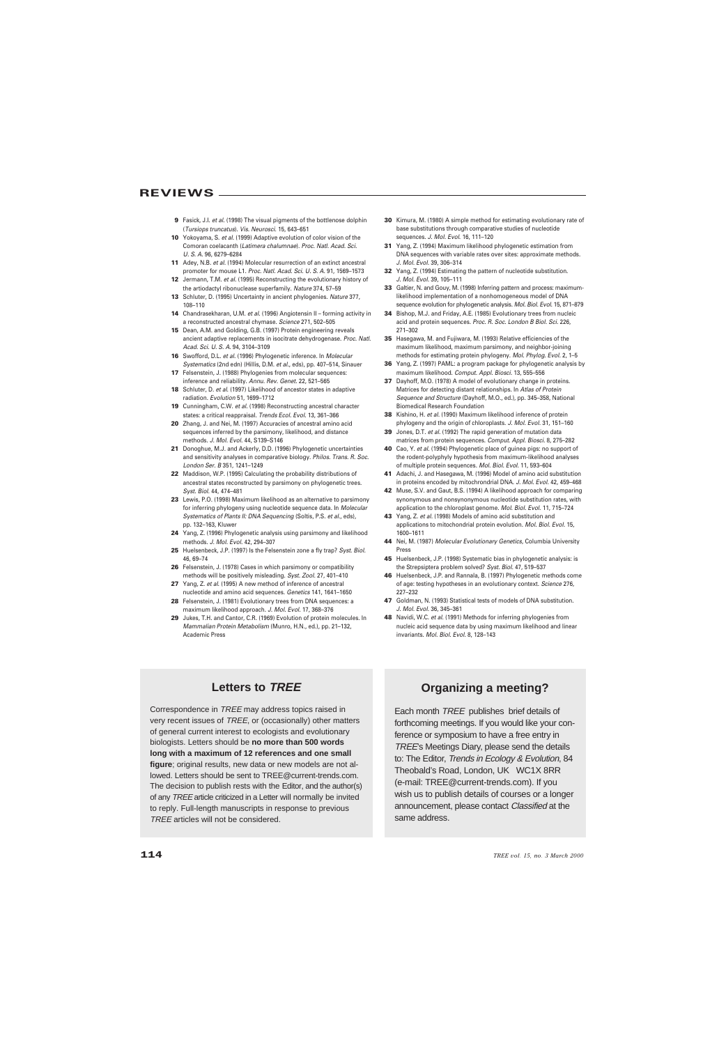9 Fasick, J.I. *et al.* (1998) The visual pigments of the bottlenose dolphin (*Tursiops truncatus*). *Vis. Neurosci.* 15, 643–651

10 Yokoyama, S. *et al.* (1999) Adaptive evolution of color vision of the Comoran coelacanth (*Latimera chalumnae*). *Proc. Natl. Acad. Sci. U. S. A.* 96, 6279–6284

11 Adey, N.B. *et al.* (1994) Molecular resurrection of an extinct ancestral promoter for mouse L1. *Proc. Natl. Acad. Sci. U. S. A.* 91, 1569–1573

12 Jermann, T.M. *et al.* (1995) Reconstructing the evolutionary history of the artiodactyl ribonuclease superfamily. *Nature* 374, 57–59

13 Schluter, D. (1995) Uncertainty in ancient phylogenies. *Nature* 377, 108–110

14 Chandrasekharan, U.M. *et al.* (1996) Angiotensin II – forming activity in a reconstructed ancestral chymase. *Science* 271, 502–505

15 Dean, A.M. and Golding, G.B. (1997) Protein engineering reveals ancient adaptive replacements in isocitrate dehydrogenase. *Proc. Natl. Acad. Sci. U. S. A.* 94, 3104–3109

16 Swofford, D.L. *et al.* (1996) Phylogenetic inference. In *Molecular Systematics* (2nd edn) (Hillis, D.M. *et al.*, eds), pp. 407–514, Sinauer

17 Felsenstein, J. (1988) Phylogenies from molecular sequences: inference and reliability. *Annu. Rev. Genet.* 22, 521–565

18 Schluter, D. *et al.* (1997) Likelihood of ancestor states in adaptive radiation. *Evolution* 51, 1699–1712

19 Cunningham, C.W. *et al.* (1998) Reconstructing ancestral character states: a critical reappraisal. *Trends Ecol. Evol.* 13, 361–366

20 Zhang, J. and Nei, M. (1997) Accuracies of ancestral amino acid sequences inferred by the parsimony, likelihood, and distance methods. *J. Mol. Evol.* 44, S139–S146

21 Donoghue, M.J. and Ackerly, D.D. (1996) Phylogenetic uncertainties and sensitivity analyses in comparative biology. *Philos. Trans. R. Soc. London Ser. B* 351, 1241–1249

22 Maddison, W.P. (1995) Calculating the probability distributions of ancestral states reconstructed by parsimony on phylogenetic trees. *Syst. Biol.* 44, 474–481

23 Lewis, P.O. (1998) Maximum likelihood as an alternative to parsimony for inferring phylogeny using nucleotide sequence data. In *Molecular Systematics of Plants II: DNA Sequencing* (Soltis, P.S. *et al.*, eds), pp. 132–163, Kluwer

24 Yang, Z. (1996) Phylogenetic analysis using parsimony and likelihood methods. *J. Mol. Evol.* 42, 294–307

25 Huelsenbeck, J.P. (1997) Is the Felsenstein zone a fly trap? *Syst. Biol.* 46, 69–74

26 Felsenstein, J. (1978) Cases in which parsimony or compatibility methods will be positively misleading. *Syst. Zool.* 27, 401–410

27 Yang, Z. *et al.* (1995) A new method of inference of ancestral nucleotide and amino acid sequences. *Genetics* 141, 1641–1650

28 Felsenstein, J. (1981) Evolutionary trees from DNA sequences: a maximum likelihood approach. *J. Mol. Evol.* 17, 368–376

29 Jukes, T.H. and Cantor, C.R. (1969) Evolution of protein molecules. In *Mammalian Protein Metabolism* (Munro, H.N., ed.), pp. 21–132, Academic Press

30 Kimura, M. (1980) A simple method for estimating evolutionary rate of base substitutions through comparative studies of nucleotide sequences. *J. Mol. Evol.* 16, 111–120

31 Yang, Z. (1994) Maximum likelihood phylogenetic estimation from DNA sequences with variable rates over sites: approximate methods. *J. Mol. Evol.* 39, 306–314

32 Yang, Z. (1994) Estimating the pattern of nucleotide substitution. *J. Mol. Evol.* 39, 105–111

33 Galtier, N. and Gouy, M. (1998) Inferring pattern and process: maximum-likelihood implementation of a nonhomogeneous model of DNA sequence evolution for phylogenetic analysis. *Mol. Biol. Evol.* 15, 871–879

34 Bishop, M.J. and Friday, A.E. (1985) Evolutionary trees from nucleic acid and protein sequences. *Proc. R. Soc. London B Biol. Sci.* 226, 271–302

35 Hasegawa, M. and Fujiwara, M. (1993) Relative efficiencies of the maximum likelihood, maximum parsimony, and neighbor-joining methods for estimating protein phylogeny. *Mol. Phylog. Evol.* 2, 1–5

36 Yang, Z. (1997) PAML: a program package for phylogenetic analysis by maximum likelihood. *Comput. Appl. Biosci.* 13, 555–556

37 Dayhoff, M.O. (1978) A model of evolutionary change in proteins. Matrices for detecting distant relationships. In *Atlas of Protein Sequence and Structure* (Dayhoff, M.O., ed.), pp. 345–358, National Biomedical Research Foundation

38 Kishino, H. *et al.* (1990) Maximum likelihood inference of protein phylogeny and the origin of chloroplasts. *J. Mol. Evol.* 31, 151–160

39 Jones, D.T. *et al.* (1992) The rapid generation of mutation data matrices from protein sequences. *Comput. Appl. Biosci.* 8, 275–282

40 Cao, Y. *et al.* (1994) Phylogenetic place of guinea pigs: no support of the rodent-polyphyly hypothesis from maximum-likelihood analyses of multiple protein sequences. *Mol. Biol. Evol.* 11, 593–604

41 Adachi, J. and Hasegawa, M. (1996) Model of amino acid substitution in proteins encoded by mitochondrial DNA. *J. Mol. Evol.* 42, 459–468

42 Muse, S.V. and Gaut, B.S. (1994) A likelihood approach for comparing synonymous and nonsynonymous nucleotide substitution rates, with application to the chloroplast genome. *Mol. Biol. Evol.* 11, 715–724

43 Yang, Z. *et al.* (1998) Models of amino acid substitution and applications to mitochondrial protein evolution. *Mol. Biol. Evol.* 15, 1600–1611

44 Nei, M. (1987) *Molecular Evolutionary Genetics*, Columbia University Press

45 Huelsenbeck, J.P. (1998) Systematic bias in phylogenetic analysis: is the Strepsiptera problem solved? *Syst. Biol.* 47, 519–537

46 Huelsenbeck, J.P. and Rannala, B. (1997) Phylogenetic methods come of age: testing hypotheses in an evolutionary context. *Science* 276, 227–232

47 Goldman, N. (1993) Statistical tests of models of DNA substitution. *J. Mol. Evol.* 36, 345–361

48 Navidi, W.C. *et al.* (1991) Methods for inferring phylogenies from nucleic acid sequence data by using maximum likelihood and linear invariants. *Mol. Biol. Evol.* 8, 128–143

## Letters to *TREE*

Correspondence in *TREE* may address topics raised in very recent issues of *TREE*, or (occasionally) other matters of general current interest to ecologists and evolutionary biologists. Letters should be **no more than 500 words long with a maximum of 12 references and one small figure**; original results, new data or new models are not allowed. Letters should be sent to TREE@current-trends.com. The decision to publish rests with the Editor, and the author(s) of any *TREE* article criticized in a Letter will normally be invited to reply. Full-length manuscripts in response to previous *TREE* articles will not be considered.

## Organizing a meeting?

Each month *TREE* publishes brief details of forthcoming meetings. If you would like your conference or symposium to have a free entry in *TREE*'s Meetings Diary, please send the details to: The Editor, *Trends in Ecology & Evolution*, 84 Theobald's Road, London, UK WC1X 8RR (e-mail: TREE@current-trends.com). If you wish us to publish details of courses or a longer announcement, please contact *Classified* at the same address.